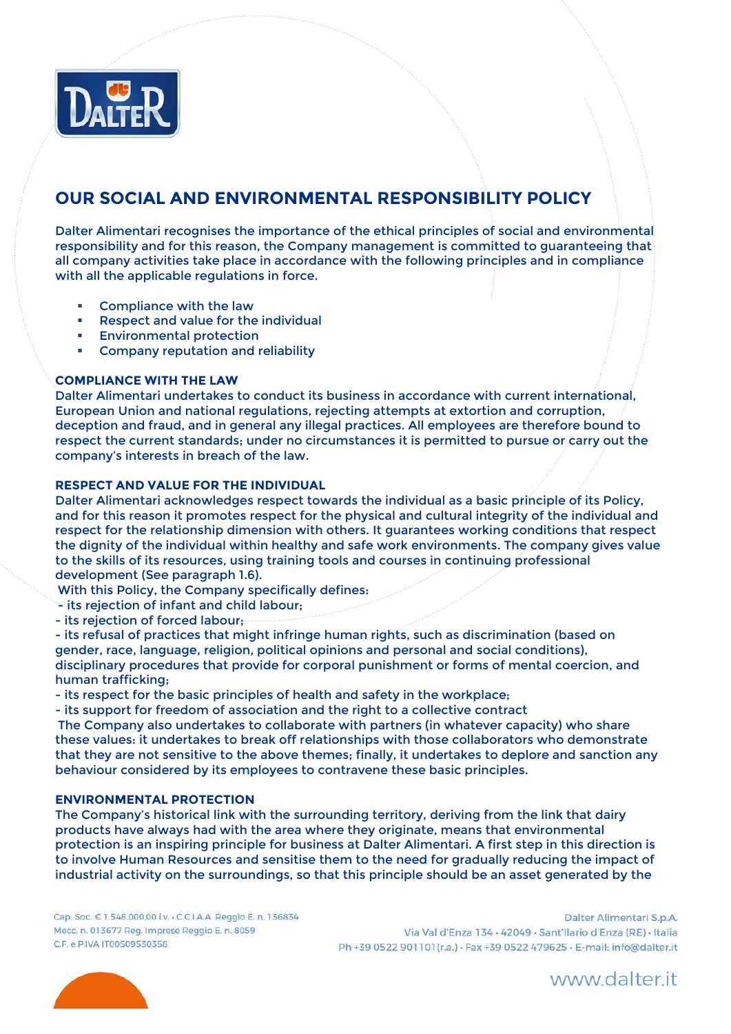# OUR SOCIAL AND ENVIRONMENTAL RESPONSIBILITY POLICY

Dalter Alimentari recognises the importance of the ethical principles of social and environmental responsibility and for this reason, the Company management is committed to guaranteeing that all company activities take place in accordance with the following principles and in compliance with all the applicable regulations in force.

- Compliance with the law
- Respect and value for the individual
- Environmental protection
- Company reputation and reliability

### COMPLIANCE WITH THE LAW

Dalter Alimentari undertakes to conduct its business in accordance with current international, European Union and national regulations, rejecting attempts at extortion and corruption, deception and fraud, and in general any illegal practices. All employees are therefore bound to respect the current standards; under no circumstances it is permitted to pursue or carry out the company's interests in breach of the law.

### RESPECT AND VALUE FOR THE INDIVIDUAL

Dalter Alimentari acknowledges respect towards the individual as a basic principle of its Policy, and for this reason it promotes respect for the physical and cultural integrity of the individual and respect for the relationship dimension with others. It guarantees working conditions that respect the dignity of the individual within healthy and safe work environments. The company gives value to the skills of its resources, using training tools and courses in continuing professional development (See paragraph 1.6).

With this Policy, the Company specifically defines:

- its rejection of infant and child labour;
- its rejection of forced labour;
- its refusal of practices that might infringe human rights, such as discrimination (based on gender, race, language, religion, political opinions and personal and social conditions), disciplinary procedures that provide for corporal punishment or forms of mental coercion, and human trafficking;
- its respect for the basic principles of health and safety in the workplace;
- its support for freedom of association and the right to a collective contract

The Company also undertakes to collaborate with partners (in whatever capacity) who share these values: it undertakes to break off relationships with those collaborators who demonstrate that they are not sensitive to the above themes; finally, it undertakes to deplore and sanction any behaviour considered by its employees to contravene these basic principles.

### ENVIRONMENTAL PROTECTION

The Company's historical link with the surrounding territory, deriving from the link that dairy products have always had with the area where they originate, means that environmental protection is an inspiring principle for business at Dalter Alimentari. A first step in this direction is to involve Human Resources and sensitise them to the need for gradually reducing the impact of industrial activity on the surroundings, so that this principle should be an asset generated by the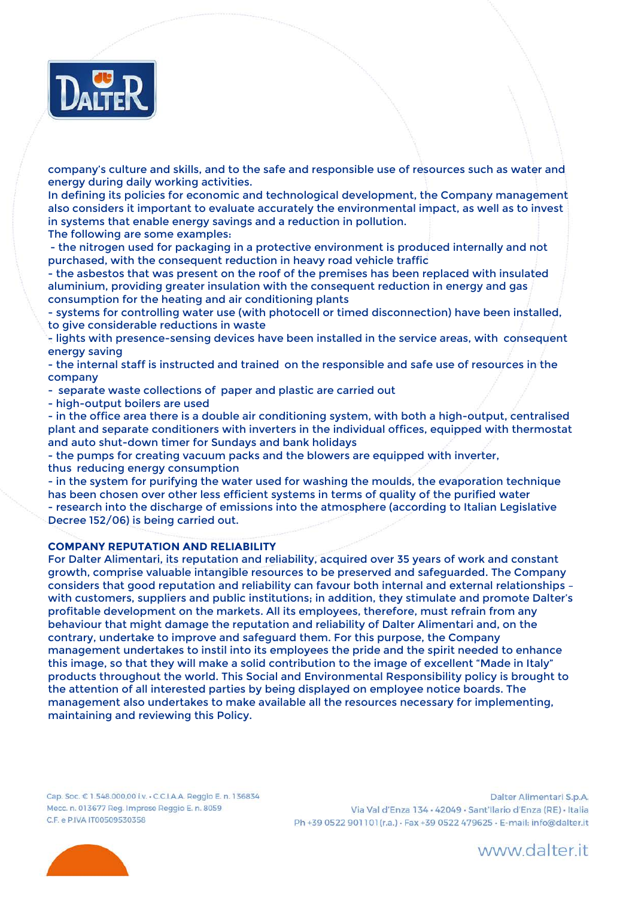company's culture and skills, and to the safe and responsible use of resources such as water and energy during daily working activities.
In defining its policies for economic and technological development, the Company management also considers it important to evaluate accurately the environmental impact, as well as to invest in systems that enable energy savings and a reduction in pollution.
The following are some examples:

- the nitrogen used for packaging in a protective environment is produced internally and not purchased, with the consequent reduction in heavy road vehicle traffic
- the asbestos that was present on the roof of the premises has been replaced with insulated aluminium, providing greater insulation with the consequent reduction in energy and gas consumption for the heating and air conditioning plants
- systems for controlling water use (with photocell or timed disconnection) have been installed, to give considerable reductions in waste
- lights with presence-sensing devices have been installed in the service areas, with consequent energy saving
- the internal staff is instructed and trained on the responsible and safe use of resources in the company
- separate waste collections of paper and plastic are carried out
- high-output boilers are used
- in the office area there is a double air conditioning system, with both a high-output, centralised plant and separate conditioners with inverters in the individual offices, equipped with thermostat and auto shut-down timer for Sundays and bank holidays
- the pumps for creating vacuum packs and the blowers are equipped with inverter, thus reducing energy consumption
- in the system for purifying the water used for washing the moulds, the evaporation technique has been chosen over other less efficient systems in terms of quality of the purified water
- research into the discharge of emissions into the atmosphere (according to Italian Legislative Decree 152/06) is being carried out.

**COMPANY REPUTATION AND RELIABILITY**

For Dalter Alimentari, its reputation and reliability, acquired over 35 years of work and constant growth, comprise valuable intangible resources to be preserved and safeguarded. The Company considers that good reputation and reliability can favour both internal and external relationships – with customers, suppliers and public institutions; in addition, they stimulate and promote Dalter's profitable development on the markets. All its employees, therefore, must refrain from any behaviour that might damage the reputation and reliability of Dalter Alimentari and, on the contrary, undertake to improve and safeguard them. For this purpose, the Company management undertakes to instil into its employees the pride and the spirit needed to enhance this image, so that they will make a solid contribution to the image of excellent "Made in Italy" products throughout the world. This Social and Environmental Responsibility policy is brought to the attention of all interested parties by being displayed on employee notice boards. The management also undertakes to make available all the resources necessary for implementing, maintaining and reviewing this Policy.